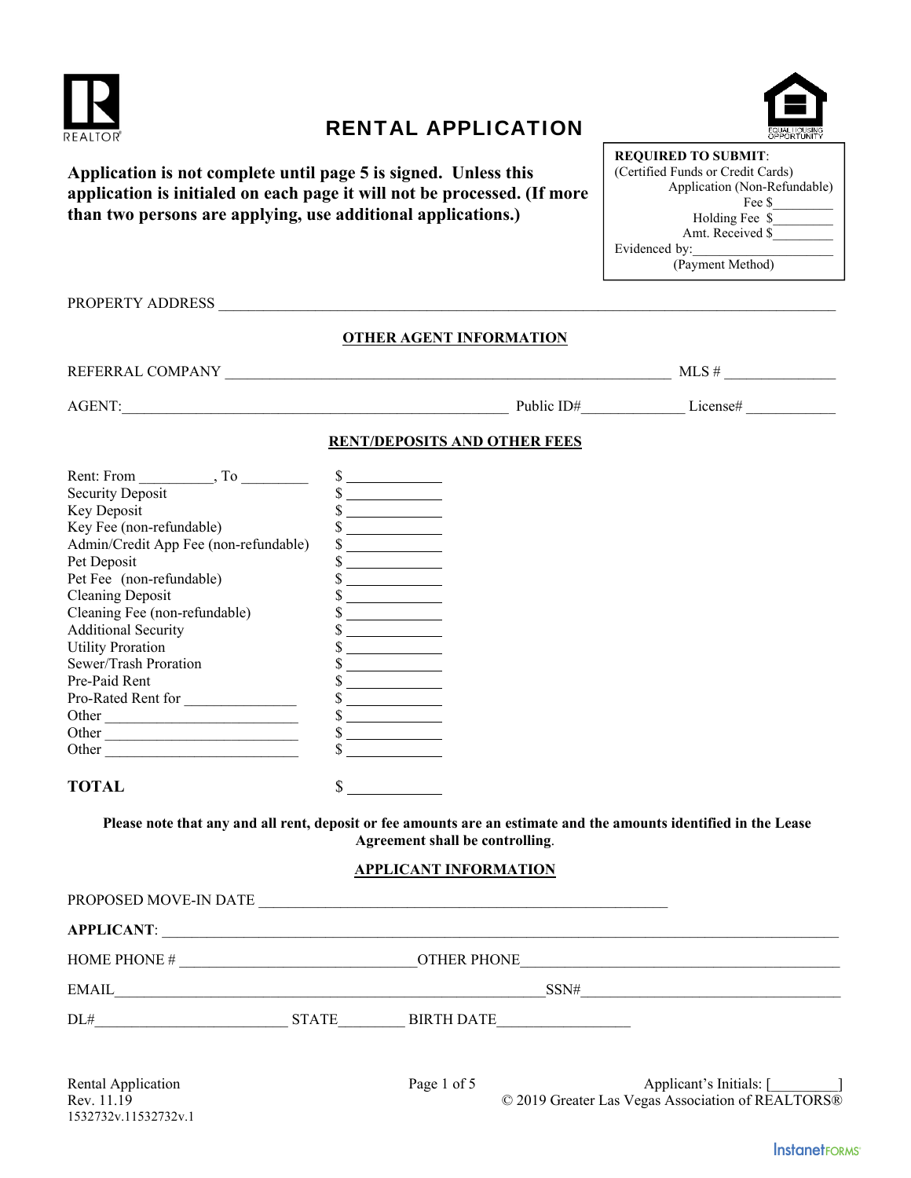# RENTAL APPLICATION

**Application is not complete until page 5 is signed. Unless this application is initialed on each page it will not be processed. (If more than two persons are applying, use additional applications.)**

**REQUIRED TO SUBMIT**:
(Certified Funds or Credit Cards)
Application (Non-Refundable) Fee $________
Holding Fee $________
Amt. Received $________
Evidenced by:________________
(Payment Method)

PROPERTY ADDRESS ______________________________________________________________________________

## OTHER AGENT INFORMATION

REFERRAL COMPANY _______________________________________________________ MLS # ______________

AGENT:__________________________________________________ Public ID#_____________ License# ____________

## RENT/DEPOSITS AND OTHER FEES

| | |
|---|---|
| Rent: From __________, To _________ | $ ____________ |
| Security Deposit | $ ____________ |
| Key Deposit | $ ____________ |
| Key Fee (non-refundable) | $ ____________ |
| Admin/Credit App Fee (non-refundable) | $ ____________ |
| Pet Deposit | $ ____________ |
| Pet Fee (non-refundable) | $ ____________ |
| Cleaning Deposit | $ ____________ |
| Cleaning Fee (non-refundable) | $ ____________ |
| Additional Security | $ ____________ |
| Utility Proration | $ ____________ |
| Sewer/Trash Proration | $ ____________ |
| Pre-Paid Rent | $ ____________ |
| Pro-Rated Rent for ______________ | $ ____________ |
| Other _________________________ | $ ____________ |
| Other _________________________ | $ ____________ |
| Other _________________________ | $ ____________ |
| **TOTAL** | $ ____________ |

**Please note that any and all rent, deposit or fee amounts are an estimate and the amounts identified in the Lease Agreement shall be controlling**.

## APPLICANT INFORMATION

PROPOSED MOVE-IN DATE ____________________________________________________

**APPLICANT**: ______________________________________________________________________________________

HOME PHONE # ______________________________OTHER PHONE__________________________________________

EMAIL____________________________________________________________SSN#_________________________________

DL#_________________________ STATE_________ BIRTH DATE_________________

Applicant's Initials: [_________]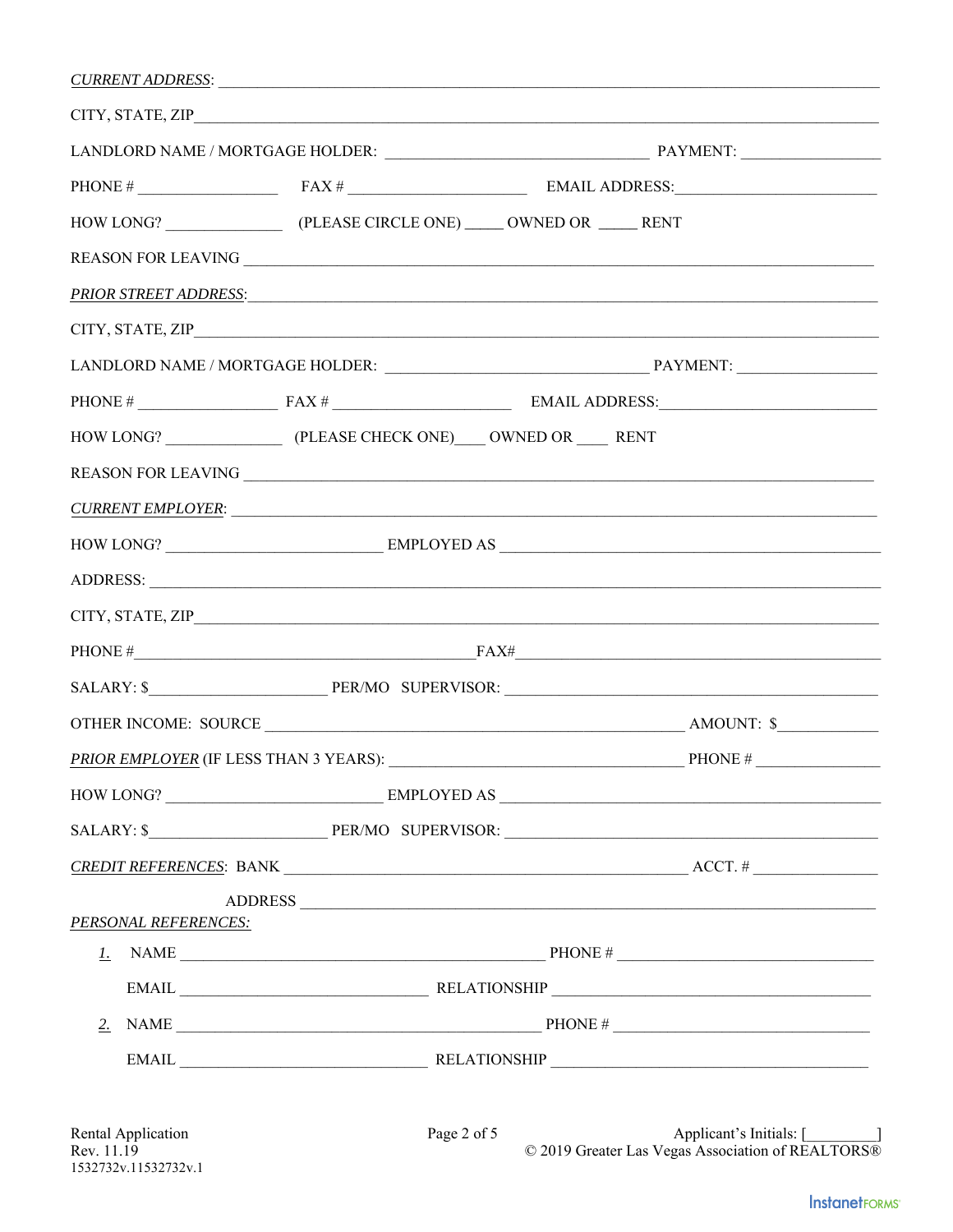*CURRENT ADDRESS*: ______________________________________________________________________________

CITY, STATE, ZIP______________________________________________________________________________

LANDLORD NAME / MORTGAGE HOLDER: ________________________________ PAYMENT: _________________

PHONE # _________________ FAX # ______________________ EMAIL ADDRESS:_________________________

HOW LONG? ______________ (PLEASE CIRCLE ONE) _____ OWNED OR _____ RENT

REASON FOR LEAVING ________________________________________________________________________

*PRIOR STREET ADDRESS*:_______________________________________________________________________

CITY, STATE, ZIP______________________________________________________________________________

LANDLORD NAME / MORTGAGE HOLDER: ________________________________ PAYMENT: _________________

PHONE # _________________ FAX # ______________________ EMAIL ADDRESS:_________________________

HOW LONG? ______________ (PLEASE CHECK ONE)____ OWNED OR ____ RENT

REASON FOR LEAVING ________________________________________________________________________

*CURRENT EMPLOYER*: _________________________________________________________________________

HOW LONG? __________________________ EMPLOYED AS ___________________________________________

ADDRESS: ____________________________________________________________________________________

CITY, STATE, ZIP______________________________________________________________________________

PHONE #__________________________________________FAX#_____________________________________________

SALARY: $______________________ PER/MO SUPERVISOR: ______________________________________________

OTHER INCOME: SOURCE ___________________________________________________ AMOUNT: $____________

*PRIOR EMPLOYER* (IF LESS THAN 3 YEARS): ____________________________________ PHONE # _______________

HOW LONG? __________________________ EMPLOYED AS ___________________________________________

SALARY: $______________________ PER/MO SUPERVISOR: ______________________________________________

*CREDIT REFERENCES*: BANK ______________________________________________________ ACCT. # _______________

ADDRESS ______________________________________________________________________________

*PERSONAL REFERENCES:*

1. NAME ______________________________________________ PHONE # ________________________________

   EMAIL ______________________________ RELATIONSHIP _______________________________________

2. NAME ______________________________________________ PHONE # ________________________________

   EMAIL ______________________________ RELATIONSHIP _______________________________________

Rental Application
Rev. 11.19
1532732v.11532732v.1

Applicant's Initials: [_________]
© 2019 Greater Las Vegas Association of REALTORS®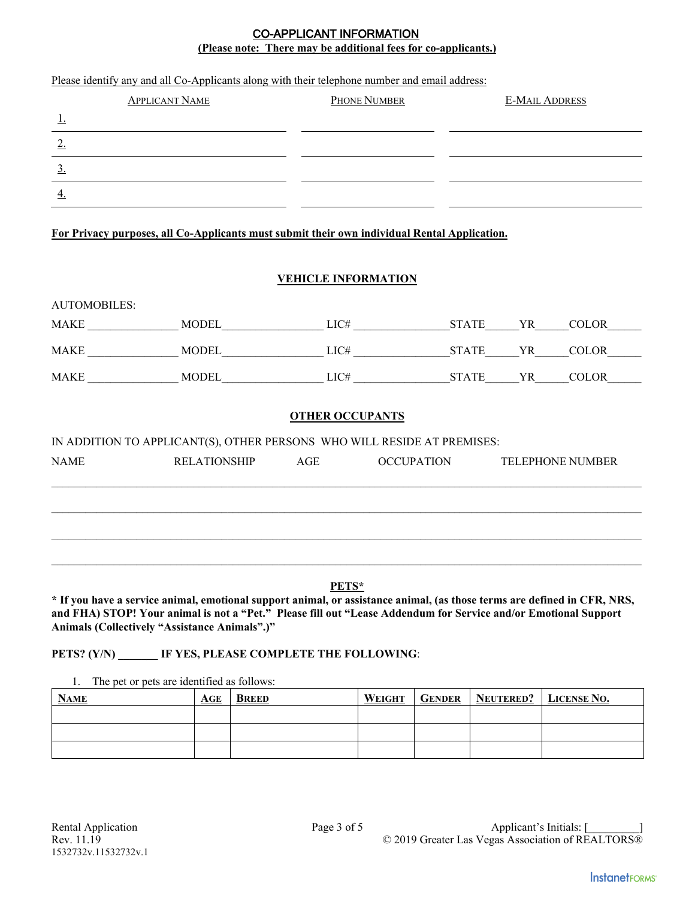## CO-APPLICANT INFORMATION

**(Please note: There may be additional fees for co-applicants.)**

Please identify any and all Co-Applicants along with their telephone number and email address:

| APPLICANT NAME | PHONE NUMBER | E-MAIL ADDRESS |
|---|---|---|
| 1. | | |
| 2. | | |
| 3. | | |
| 4. | | |

**For Privacy purposes, all Co-Applicants must submit their own individual Rental Application.**

## VEHICLE INFORMATION

AUTOMOBILES:

MAKE _______________ MODEL_________________ LIC# ________________STATE______YR______COLOR______

MAKE _______________ MODEL_________________ LIC# ________________STATE______YR______COLOR______

MAKE _______________ MODEL_________________ LIC# ________________STATE______YR______COLOR______

## OTHER OCCUPANTS

IN ADDITION TO APPLICANT(S), OTHER PERSONS WHO WILL RESIDE AT PREMISES:

| NAME | RELATIONSHIP | AGE | OCCUPATION | TELEPHONE NUMBER |
|---|---|---|---|---|
| | | | | |
| | | | | |
| | | | | |
| | | | | |

## PETS*

**\* If you have a service animal, emotional support animal, or assistance animal, (as those terms are defined in CFR, NRS, and FHA) STOP! Your animal is not a "Pet." Please fill out "Lease Addendum for Service and/or Emotional Support Animals (Collectively "Assistance Animals".)"**

**PETS? (Y/N) _______ IF YES, PLEASE COMPLETE THE FOLLOWING**:

1. The pet or pets are identified as follows:

| NAME | AGE | BREED | WEIGHT | GENDER | NEUTERED? | LICENSE NO. |
|---|---|---|---|---|---|---|
| | | | | | | |
| | | | | | | |
| | | | | | | |

Applicant's Initials: [_________]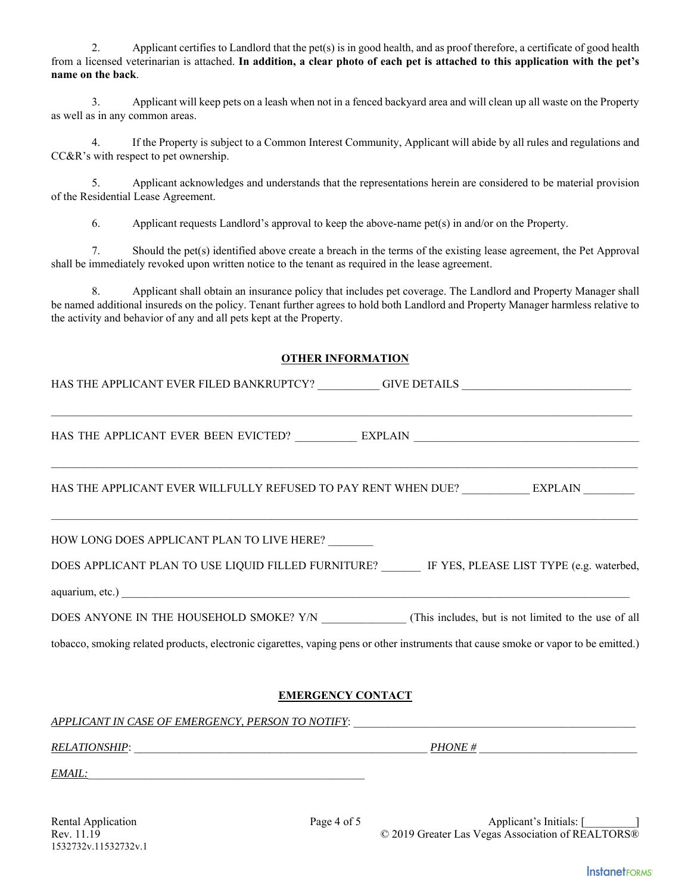2. Applicant certifies to Landlord that the pet(s) is in good health, and as proof therefore, a certificate of good health from a licensed veterinarian is attached. **In addition, a clear photo of each pet is attached to this application with the pet's name on the back**.

3. Applicant will keep pets on a leash when not in a fenced backyard area and will clean up all waste on the Property as well as in any common areas.

4. If the Property is subject to a Common Interest Community, Applicant will abide by all rules and regulations and CC&R's with respect to pet ownership.

5. Applicant acknowledges and understands that the representations herein are considered to be material provision of the Residential Lease Agreement.

6. Applicant requests Landlord's approval to keep the above-name pet(s) in and/or on the Property.

7. Should the pet(s) identified above create a breach in the terms of the existing lease agreement, the Pet Approval shall be immediately revoked upon written notice to the tenant as required in the lease agreement.

8. Applicant shall obtain an insurance policy that includes pet coverage. The Landlord and Property Manager shall be named additional insureds on the policy. Tenant further agrees to hold both Landlord and Property Manager harmless relative to the activity and behavior of any and all pets kept at the Property.

## OTHER INFORMATION

HAS THE APPLICANT EVER FILED BANKRUPTCY? __________ GIVE DETAILS ______________________________

______________________________________________________________________________________________

HAS THE APPLICANT EVER BEEN EVICTED? __________ EXPLAIN ________________________________________

______________________________________________________________________________________________

HAS THE APPLICANT EVER WILLFULLY REFUSED TO PAY RENT WHEN DUE? ___________ EXPLAIN _________

______________________________________________________________________________________________

HOW LONG DOES APPLICANT PLAN TO LIVE HERE? ________

DOES APPLICANT PLAN TO USE LIQUID FILLED FURNITURE? _______ IF YES, PLEASE LIST TYPE (e.g. waterbed, aquarium, etc.) ______________________________________________________________________________

DOES ANYONE IN THE HOUSEHOLD SMOKE? Y/N ______________ (This includes, but is not limited to the use of all tobacco, smoking related products, electronic cigarettes, vaping pens or other instruments that cause smoke or vapor to be emitted.)

## EMERGENCY CONTACT

*APPLICANT IN CASE OF EMERGENCY, PERSON TO NOTIFY*: ______________________________________________

*RELATIONSHIP*: ______________________________________________ *PHONE #* ____________________________

*EMAIL:* ______________________________________________

Rental Application
Rev. 11.19
1532732v.11532732v.1

Applicant's Initials: [_________]
© 2019 Greater Las Vegas Association of REALTORS®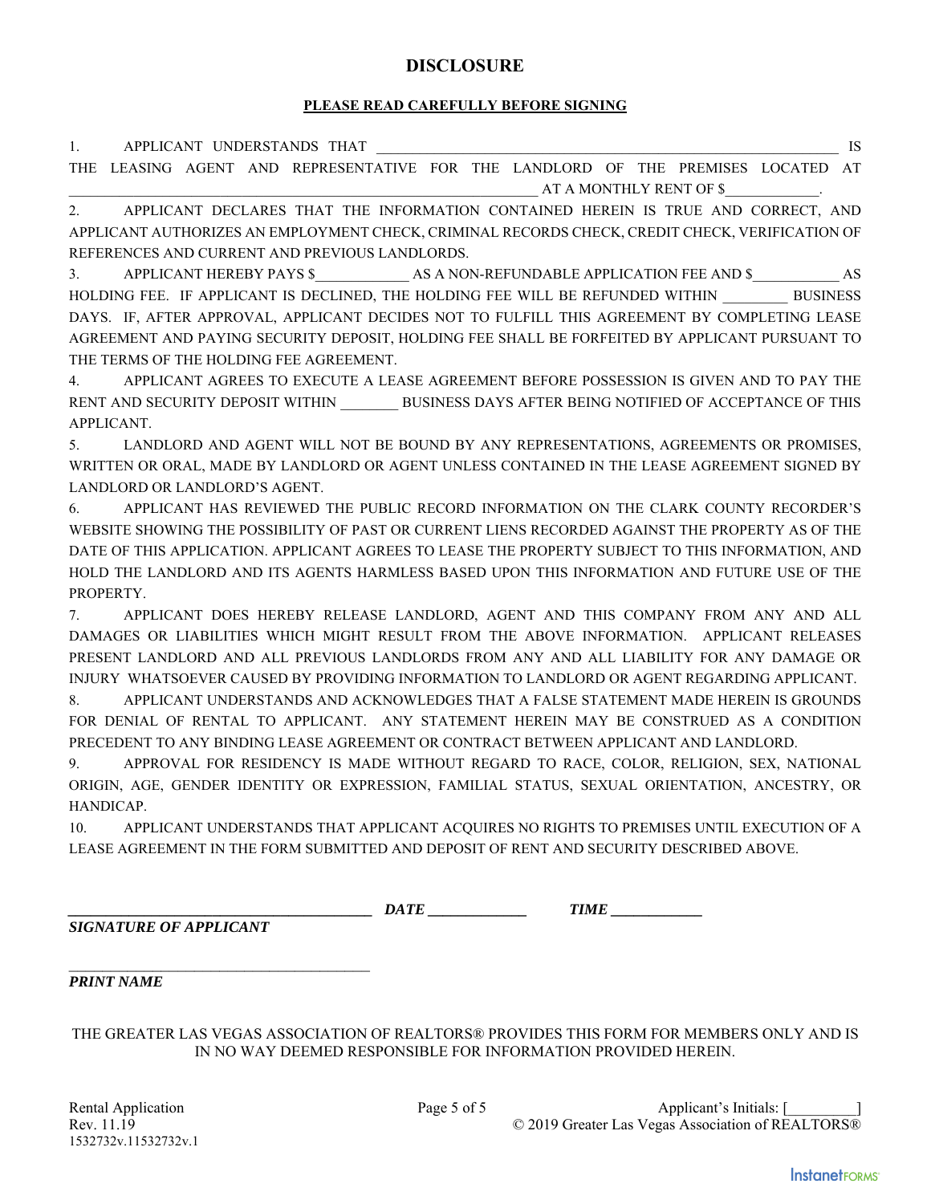# DISCLOSURE

**PLEASE READ CAREFULLY BEFORE SIGNING**

1. APPLICANT UNDERSTANDS THAT ____________________________________________________________ IS THE LEASING AGENT AND REPRESENTATIVE FOR THE LANDLORD OF THE PREMISES LOCATED AT ______________________________________________________________ AT A MONTHLY RENT OF $____________.

2. APPLICANT DECLARES THAT THE INFORMATION CONTAINED HEREIN IS TRUE AND CORRECT, AND APPLICANT AUTHORIZES AN EMPLOYMENT CHECK, CRIMINAL RECORDS CHECK, CREDIT CHECK, VERIFICATION OF REFERENCES AND CURRENT AND PREVIOUS LANDLORDS.

3. APPLICANT HEREBY PAYS $____________ AS A NON-REFUNDABLE APPLICATION FEE AND $____________ AS HOLDING FEE. IF APPLICANT IS DECLINED, THE HOLDING FEE WILL BE REFUNDED WITHIN ________ BUSINESS DAYS. IF, AFTER APPROVAL, APPLICANT DECIDES NOT TO FULFILL THIS AGREEMENT BY COMPLETING LEASE AGREEMENT AND PAYING SECURITY DEPOSIT, HOLDING FEE SHALL BE FORFEITED BY APPLICANT PURSUANT TO THE TERMS OF THE HOLDING FEE AGREEMENT.

4. APPLICANT AGREES TO EXECUTE A LEASE AGREEMENT BEFORE POSSESSION IS GIVEN AND TO PAY THE RENT AND SECURITY DEPOSIT WITHIN _______ BUSINESS DAYS AFTER BEING NOTIFIED OF ACCEPTANCE OF THIS APPLICANT.

5. LANDLORD AND AGENT WILL NOT BE BOUND BY ANY REPRESENTATIONS, AGREEMENTS OR PROMISES, WRITTEN OR ORAL, MADE BY LANDLORD OR AGENT UNLESS CONTAINED IN THE LEASE AGREEMENT SIGNED BY LANDLORD OR LANDLORD'S AGENT.

6. APPLICANT HAS REVIEWED THE PUBLIC RECORD INFORMATION ON THE CLARK COUNTY RECORDER'S WEBSITE SHOWING THE POSSIBILITY OF PAST OR CURRENT LIENS RECORDED AGAINST THE PROPERTY AS OF THE DATE OF THIS APPLICATION. APPLICANT AGREES TO LEASE THE PROPERTY SUBJECT TO THIS INFORMATION, AND HOLD THE LANDLORD AND ITS AGENTS HARMLESS BASED UPON THIS INFORMATION AND FUTURE USE OF THE PROPERTY.

7. APPLICANT DOES HEREBY RELEASE LANDLORD, AGENT AND THIS COMPANY FROM ANY AND ALL DAMAGES OR LIABILITIES WHICH MIGHT RESULT FROM THE ABOVE INFORMATION. APPLICANT RELEASES PRESENT LANDLORD AND ALL PREVIOUS LANDLORDS FROM ANY AND ALL LIABILITY FOR ANY DAMAGE OR INJURY WHATSOEVER CAUSED BY PROVIDING INFORMATION TO LANDLORD OR AGENT REGARDING APPLICANT.

8. APPLICANT UNDERSTANDS AND ACKNOWLEDGES THAT A FALSE STATEMENT MADE HEREIN IS GROUNDS FOR DENIAL OF RENTAL TO APPLICANT. ANY STATEMENT HEREIN MAY BE CONSTRUED AS A CONDITION PRECEDENT TO ANY BINDING LEASE AGREEMENT OR CONTRACT BETWEEN APPLICANT AND LANDLORD.

9. APPROVAL FOR RESIDENCY IS MADE WITHOUT REGARD TO RACE, COLOR, RELIGION, SEX, NATIONAL ORIGIN, AGE, GENDER IDENTITY OR EXPRESSION, FAMILIAL STATUS, SEXUAL ORIENTATION, ANCESTRY, OR HANDICAP.

10. APPLICANT UNDERSTANDS THAT APPLICANT ACQUIRES NO RIGHTS TO PREMISES UNTIL EXECUTION OF A LEASE AGREEMENT IN THE FORM SUBMITTED AND DEPOSIT OF RENT AND SECURITY DESCRIBED ABOVE.

________________________________________ ***DATE*** ____________ ***TIME*** ____________
***SIGNATURE OF APPLICANT***

________________________________________
***PRINT NAME***

THE GREATER LAS VEGAS ASSOCIATION OF REALTORS® PROVIDES THIS FORM FOR MEMBERS ONLY AND IS IN NO WAY DEEMED RESPONSIBLE FOR INFORMATION PROVIDED HEREIN.

Rental Application
Rev. 11.19
1532732v.11532732v.1

Applicant's Initials: [________]
© 2019 Greater Las Vegas Association of REALTORS®